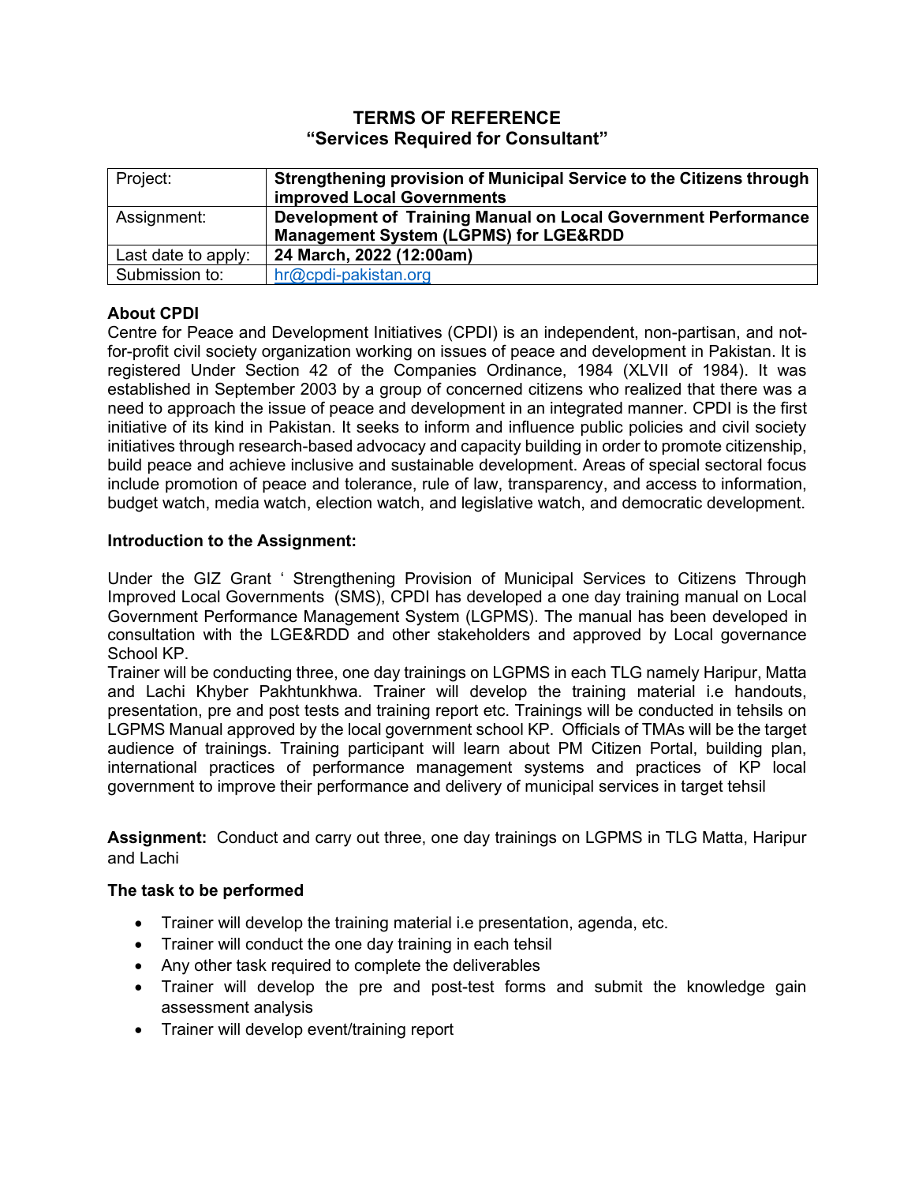# TERMS OF REFERENCE
# "Services Required for Consultant"

| Project: | **Strengthening provision of Municipal Service to the Citizens through improved Local Governments** |
|---|---|
| Assignment: | **Development of Training Manual on Local Government Performance Management System (LGPMS) for LGE&RDD** |
| Last date to apply: | **24 March, 2022 (12:00am)** |
| Submission to: | hr@cpdi-pakistan.org |

**About CPDI**

Centre for Peace and Development Initiatives (CPDI) is an independent, non-partisan, and not-for-profit civil society organization working on issues of peace and development in Pakistan. It is registered Under Section 42 of the Companies Ordinance, 1984 (XLVII of 1984). It was established in September 2003 by a group of concerned citizens who realized that there was a need to approach the issue of peace and development in an integrated manner. CPDI is the first initiative of its kind in Pakistan. It seeks to inform and influence public policies and civil society initiatives through research-based advocacy and capacity building in order to promote citizenship, build peace and achieve inclusive and sustainable development. Areas of special sectoral focus include promotion of peace and tolerance, rule of law, transparency, and access to information, budget watch, media watch, election watch, and legislative watch, and democratic development.

**Introduction to the Assignment:**

Under the GIZ Grant ' Strengthening Provision of Municipal Services to Citizens Through Improved Local Governments (SMS), CPDI has developed a one day training manual on Local Government Performance Management System (LGPMS). The manual has been developed in consultation with the LGE&RDD and other stakeholders and approved by Local governance School KP.

Trainer will be conducting three, one day trainings on LGPMS in each TLG namely Haripur, Matta and Lachi Khyber Pakhtunkhwa. Trainer will develop the training material i.e handouts, presentation, pre and post tests and training report etc. Trainings will be conducted in tehsils on LGPMS Manual approved by the local government school KP. Officials of TMAs will be the target audience of trainings. Training participant will learn about PM Citizen Portal, building plan, international practices of performance management systems and practices of KP local government to improve their performance and delivery of municipal services in target tehsil

**Assignment:** Conduct and carry out three, one day trainings on LGPMS in TLG Matta, Haripur and Lachi

**The task to be performed**

- Trainer will develop the training material i.e presentation, agenda, etc.
- Trainer will conduct the one day training in each tehsil
- Any other task required to complete the deliverables
- Trainer will develop the pre and post-test forms and submit the knowledge gain assessment analysis
- Trainer will develop event/training report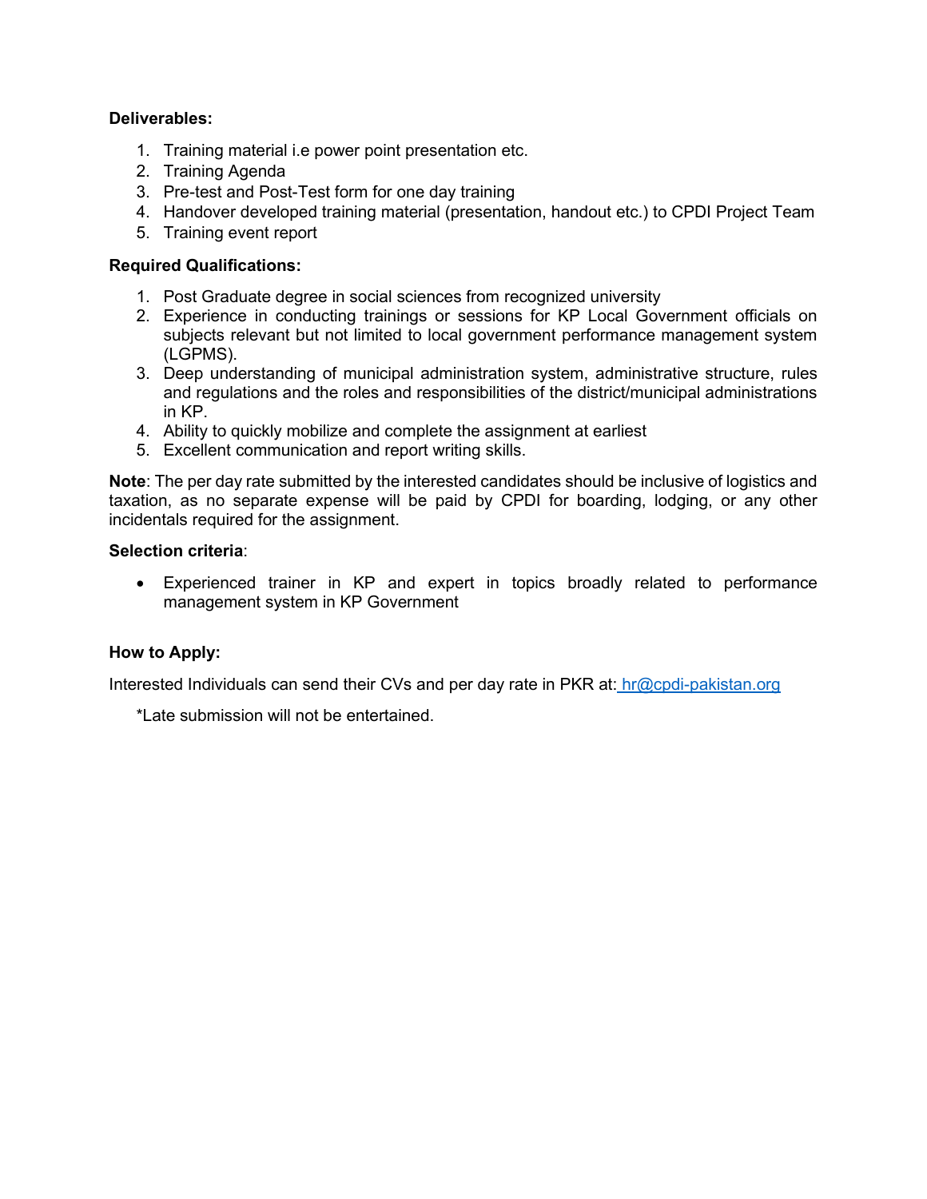**Deliverables:**

1. Training material i.e power point presentation etc.
2. Training Agenda
3. Pre-test and Post-Test form for one day training
4. Handover developed training material (presentation, handout etc.) to CPDI Project Team
5. Training event report

**Required Qualifications:**

1. Post Graduate degree in social sciences from recognized university
2. Experience in conducting trainings or sessions for KP Local Government officials on subjects relevant but not limited to local government performance management system (LGPMS).
3. Deep understanding of municipal administration system, administrative structure, rules and regulations and the roles and responsibilities of the district/municipal administrations in KP.
4. Ability to quickly mobilize and complete the assignment at earliest
5. Excellent communication and report writing skills.

**Note**: The per day rate submitted by the interested candidates should be inclusive of logistics and taxation, as no separate expense will be paid by CPDI for boarding, lodging, or any other incidentals required for the assignment.

**Selection criteria**:

- Experienced trainer in KP and expert in topics broadly related to performance management system in KP Government

**How to Apply:**

Interested Individuals can send their CVs and per day rate in PKR at: hr@cpdi-pakistan.org

*Late submission will not be entertained.